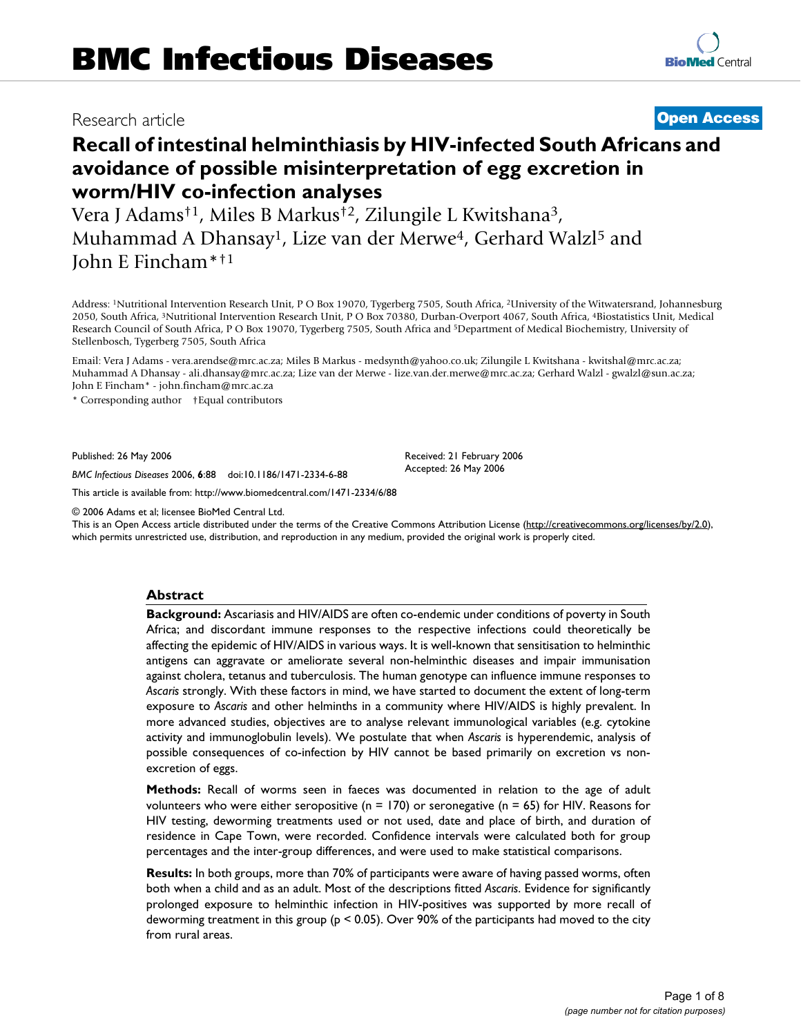# BMC Infectious Diseases

Research article

**Open Access**

# Recall of intestinal helminthiasis by HIV-infected South Africans and avoidance of possible misinterpretation of egg excretion in worm/HIV co-infection analyses

Vera J Adams†[1], Miles B Markus†[2], Zilungile L Kwitshana[3], Muhammad A Dhansay[1], Lize van der Merwe[4], Gerhard Walzl[5] and John E Fincham*†[1]

Address: [1]Nutritional Intervention Research Unit, P O Box 19070, Tygerberg 7505, South Africa, [2]University of the Witwatersrand, Johannesburg 2050, South Africa, [3]Nutritional Intervention Research Unit, P O Box 70380, Durban-Overport 4067, South Africa, [4]Biostatistics Unit, Medical Research Council of South Africa, P O Box 19070, Tygerberg 7505, South Africa and [5]Department of Medical Biochemistry, University of Stellenbosch, Tygerberg 7505, South Africa

Email: Vera J Adams - vera.arendse@mrc.ac.za; Miles B Markus - medsynth@yahoo.co.uk; Zilungile L Kwitshana - kwitshal@mrc.ac.za; Muhammad A Dhansay - ali.dhansay@mrc.ac.za; Lize van der Merwe - lize.van.der.merwe@mrc.ac.za; Gerhard Walzl - gwalzl@sun.ac.za; John E Fincham* - john.fincham@mrc.ac.za

\* Corresponding author †Equal contributors

Published: 26 May 2006

*BMC Infectious Diseases* 2006, **6**:88 doi:10.1186/1471-2334-6-88

Received: 21 February 2006
Accepted: 26 May 2006

This article is available from: http://www.biomedcentral.com/1471-2334/6/88

© 2006 Adams et al; licensee BioMed Central Ltd.
This is an Open Access article distributed under the terms of the Creative Commons Attribution License (http://creativecommons.org/licenses/by/2.0), which permits unrestricted use, distribution, and reproduction in any medium, provided the original work is properly cited.

## Abstract

**Background:** Ascariasis and HIV/AIDS are often co-endemic under conditions of poverty in South Africa; and discordant immune responses to the respective infections could theoretically be affecting the epidemic of HIV/AIDS in various ways. It is well-known that sensitisation to helminthic antigens can aggravate or ameliorate several non-helminthic diseases and impair immunisation against cholera, tetanus and tuberculosis. The human genotype can influence immune responses to *Ascaris* strongly. With these factors in mind, we have started to document the extent of long-term exposure to *Ascaris* and other helminths in a community where HIV/AIDS is highly prevalent. In more advanced studies, objectives are to analyse relevant immunological variables (e.g. cytokine activity and immunoglobulin levels). We postulate that when *Ascaris* is hyperendemic, analysis of possible consequences of co-infection by HIV cannot be based primarily on excretion vs non-excretion of eggs.

**Methods:** Recall of worms seen in faeces was documented in relation to the age of adult volunteers who were either seropositive (n = 170) or seronegative (n = 65) for HIV. Reasons for HIV testing, deworming treatments used or not used, date and place of birth, and duration of residence in Cape Town, were recorded. Confidence intervals were calculated both for group percentages and the inter-group differences, and were used to make statistical comparisons.

**Results:** In both groups, more than 70% of participants were aware of having passed worms, often both when a child and as an adult. Most of the descriptions fitted *Ascaris*. Evidence for significantly prolonged exposure to helminthic infection in HIV-positives was supported by more recall of deworming treatment in this group ($p < 0.05$). Over 90% of the participants had moved to the city from rural areas.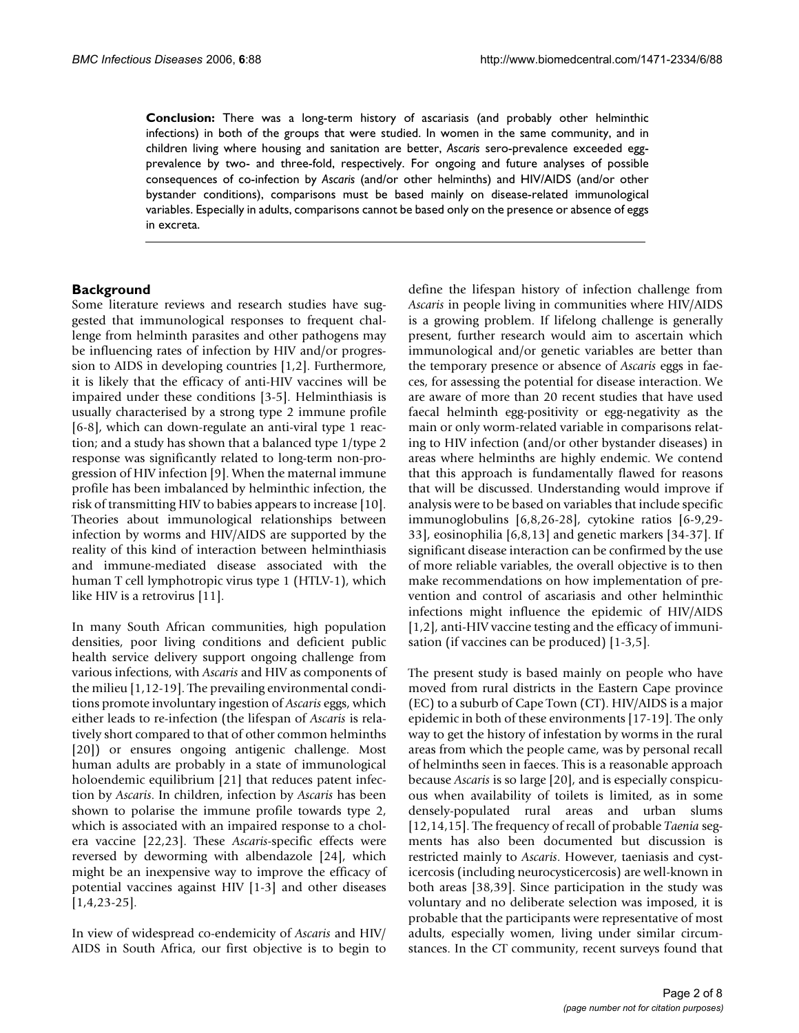**Conclusion:** There was a long-term history of ascariasis (and probably other helminthic infections) in both of the groups that were studied. In women in the same community, and in children living where housing and sanitation are better, *Ascaris* sero-prevalence exceeded egg-prevalence by two- and three-fold, respectively. For ongoing and future analyses of possible consequences of co-infection by *Ascaris* (and/or other helminths) and HIV/AIDS (and/or other bystander conditions), comparisons must be based mainly on disease-related immunological variables. Especially in adults, comparisons cannot be based only on the presence or absence of eggs in excreta.

## Background

Some literature reviews and research studies have suggested that immunological responses to frequent challenge from helminth parasites and other pathogens may be influencing rates of infection by HIV and/or progression to AIDS in developing countries [1,2]. Furthermore, it is likely that the efficacy of anti-HIV vaccines will be impaired under these conditions [3-5]. Helminthiasis is usually characterised by a strong type 2 immune profile [6-8], which can down-regulate an anti-viral type 1 reaction; and a study has shown that a balanced type 1/type 2 response was significantly related to long-term non-progression of HIV infection [9]. When the maternal immune profile has been imbalanced by helminthic infection, the risk of transmitting HIV to babies appears to increase [10]. Theories about immunological relationships between infection by worms and HIV/AIDS are supported by the reality of this kind of interaction between helminthiasis and immune-mediated disease associated with the human T cell lymphotropic virus type 1 (HTLV-1), which like HIV is a retrovirus [11].

In many South African communities, high population densities, poor living conditions and deficient public health service delivery support ongoing challenge from various infections, with *Ascaris* and HIV as components of the milieu [1,12-19]. The prevailing environmental conditions promote involuntary ingestion of *Ascaris* eggs, which either leads to re-infection (the lifespan of *Ascaris* is relatively short compared to that of other common helminths [20]) or ensures ongoing antigenic challenge. Most human adults are probably in a state of immunological holoendemic equilibrium [21] that reduces patent infection by *Ascaris*. In children, infection by *Ascaris* has been shown to polarise the immune profile towards type 2, which is associated with an impaired response to a cholera vaccine [22,23]. These *Ascaris*-specific effects were reversed by deworming with albendazole [24], which might be an inexpensive way to improve the efficacy of potential vaccines against HIV [1-3] and other diseases [1,4,23-25].

In view of widespread co-endemicity of *Ascaris* and HIV/AIDS in South Africa, our first objective is to begin to define the lifespan history of infection challenge from *Ascaris* in people living in communities where HIV/AIDS is a growing problem. If lifelong challenge is generally present, further research would aim to ascertain which immunological and/or genetic variables are better than the temporary presence or absence of *Ascaris* eggs in faeces, for assessing the potential for disease interaction. We are aware of more than 20 recent studies that have used faecal helminth egg-positivity or egg-negativity as the main or only worm-related variable in comparisons relating to HIV infection (and/or other bystander diseases) in areas where helminths are highly endemic. We contend that this approach is fundamentally flawed for reasons that will be discussed. Understanding would improve if analysis were to be based on variables that include specific immunoglobulins [6,8,26-28], cytokine ratios [6-9,29-33], eosinophilia [6,8,13] and genetic markers [34-37]. If significant disease interaction can be confirmed by the use of more reliable variables, the overall objective is to then make recommendations on how implementation of prevention and control of ascariasis and other helminthic infections might influence the epidemic of HIV/AIDS [1,2], anti-HIV vaccine testing and the efficacy of immunisation (if vaccines can be produced) [1-3,5].

The present study is based mainly on people who have moved from rural districts in the Eastern Cape province (EC) to a suburb of Cape Town (CT). HIV/AIDS is a major epidemic in both of these environments [17-19]. The only way to get the history of infestation by worms in the rural areas from which the people came, was by personal recall of helminths seen in faeces. This is a reasonable approach because *Ascaris* is so large [20], and is especially conspicuous when availability of toilets is limited, as in some densely-populated rural areas and urban slums [12,14,15]. The frequency of recall of probable *Taenia* segments has also been documented but discussion is restricted mainly to *Ascaris*. However, taeniasis and cysticercosis (including neurocysticercosis) are well-known in both areas [38,39]. Since participation in the study was voluntary and no deliberate selection was imposed, it is probable that the participants were representative of most adults, especially women, living under similar circumstances. In the CT community, recent surveys found that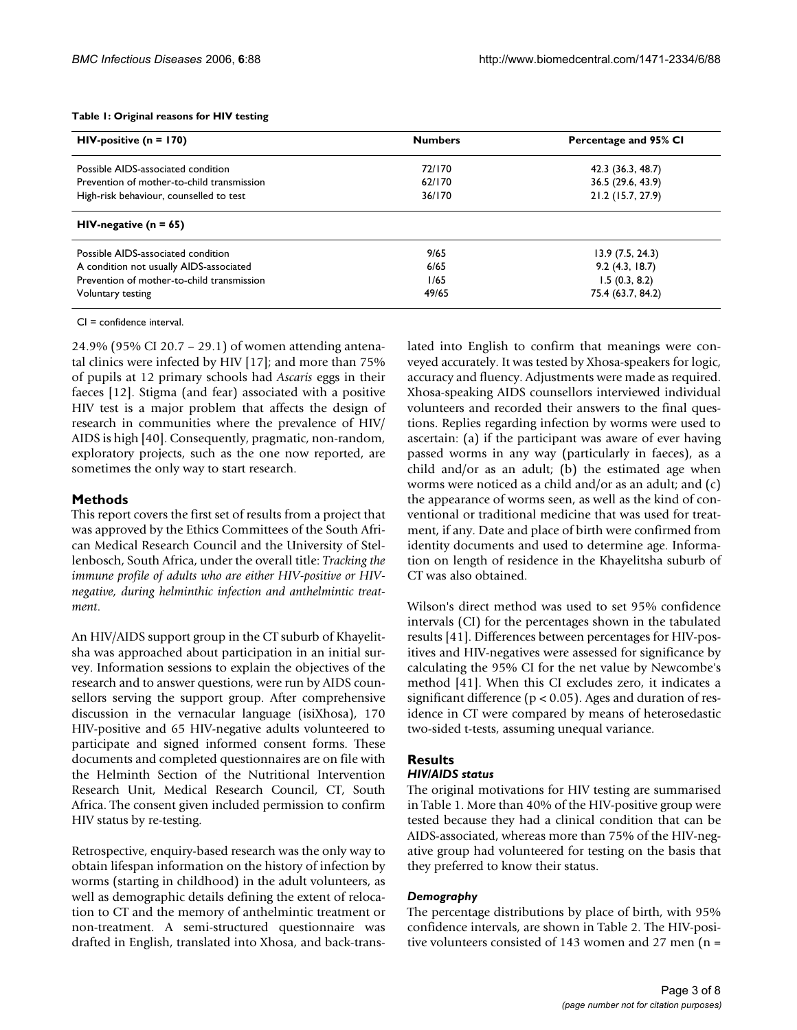**Table 1: Original reasons for HIV testing**

| HIV-positive (n = 170) | Numbers | Percentage and 95% CI |
| --- | --- | --- |
| Possible AIDS-associated condition | 72/170 | 42.3 (36.3, 48.7) |
| Prevention of mother-to-child transmission | 62/170 | 36.5 (29.6, 43.9) |
| High-risk behaviour, counselled to test | 36/170 | 21.2 (15.7, 27.9) |
| **HIV-negative (n = 65)** | | |
| Possible AIDS-associated condition | 9/65 | 13.9 (7.5, 24.3) |
| A condition not usually AIDS-associated | 6/65 | 9.2 (4.3, 18.7) |
| Prevention of mother-to-child transmission | 1/65 | 1.5 (0.3, 8.2) |
| Voluntary testing | 49/65 | 75.4 (63.7, 84.2) |

CI = confidence interval.

24.9% (95% CI 20.7 – 29.1) of women attending antenatal clinics were infected by HIV [17]; and more than 75% of pupils at 12 primary schools had *Ascaris* eggs in their faeces [12]. Stigma (and fear) associated with a positive HIV test is a major problem that affects the design of research in communities where the prevalence of HIV/AIDS is high [40]. Consequently, pragmatic, non-random, exploratory projects, such as the one now reported, are sometimes the only way to start research.

## Methods

This report covers the first set of results from a project that was approved by the Ethics Committees of the South African Medical Research Council and the University of Stellenbosch, South Africa, under the overall title: *Tracking the immune profile of adults who are either HIV-positive or HIV-negative, during helminthic infection and anthelmintic treatment*.

An HIV/AIDS support group in the CT suburb of Khayelitsha was approached about participation in an initial survey. Information sessions to explain the objectives of the research and to answer questions, were run by AIDS counsellors serving the support group. After comprehensive discussion in the vernacular language (isiXhosa), 170 HIV-positive and 65 HIV-negative adults volunteered to participate and signed informed consent forms. These documents and completed questionnaires are on file with the Helminth Section of the Nutritional Intervention Research Unit, Medical Research Council, CT, South Africa. The consent given included permission to confirm HIV status by re-testing.

Retrospective, enquiry-based research was the only way to obtain lifespan information on the history of infection by worms (starting in childhood) in the adult volunteers, as well as demographic details defining the extent of relocation to CT and the memory of anthelmintic treatment or non-treatment. A semi-structured questionnaire was drafted in English, translated into Xhosa, and back-translated into English to confirm that meanings were conveyed accurately. It was tested by Xhosa-speakers for logic, accuracy and fluency. Adjustments were made as required. Xhosa-speaking AIDS counsellors interviewed individual volunteers and recorded their answers to the final questions. Replies regarding infection by worms were used to ascertain: (a) if the participant was aware of ever having passed worms in any way (particularly in faeces), as a child and/or as an adult; (b) the estimated age when worms were noticed as a child and/or as an adult; and (c) the appearance of worms seen, as well as the kind of conventional or traditional medicine that was used for treatment, if any. Date and place of birth were confirmed from identity documents and used to determine age. Information on length of residence in the Khayelitsha suburb of CT was also obtained.

Wilson's direct method was used to set 95% confidence intervals (CI) for the percentages shown in the tabulated results [41]. Differences between percentages for HIV-positives and HIV-negatives were assessed for significance by calculating the 95% CI for the net value by Newcombe's method [41]. When this CI excludes zero, it indicates a significant difference ($p < 0.05$). Ages and duration of residence in CT were compared by means of heterosedastic two-sided t-tests, assuming unequal variance.

## Results

### *HIV/AIDS status*

The original motivations for HIV testing are summarised in Table 1. More than 40% of the HIV-positive group were tested because they had a clinical condition that can be AIDS-associated, whereas more than 75% of the HIV-negative group had volunteered for testing on the basis that they preferred to know their status.

### *Demography*

The percentage distributions by place of birth, with 95% confidence intervals, are shown in Table 2. The HIV-positive volunteers consisted of 143 women and 27 men (n =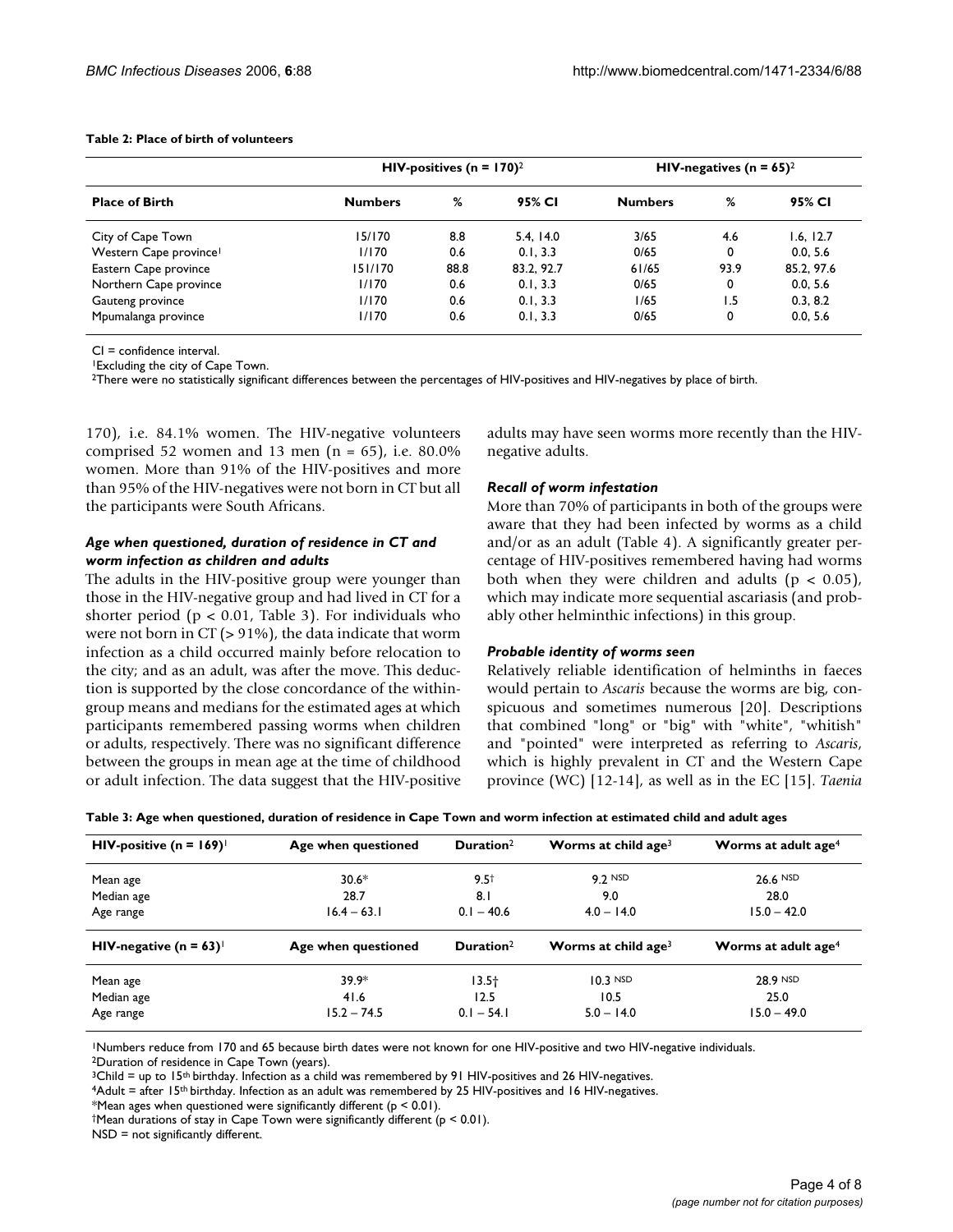**Table 2: Place of birth of volunteers**

| Place of Birth | HIV-positives (n = 170)[2] | | | HIV-negatives (n = 65)[2] | | |
|---|---|---|---|---|---|---|
| | **Numbers** | **%** | **95% CI** | **Numbers** | **%** | **95% CI** |
| City of Cape Town | 15/170 | 8.8 | 5.4, 14.0 | 3/65 | 4.6 | 1.6, 12.7 |
| Western Cape province[1] | 1/170 | 0.6 | 0.1, 3.3 | 0/65 | 0 | 0.0, 5.6 |
| Eastern Cape province | 151/170 | 88.8 | 83.2, 92.7 | 61/65 | 93.9 | 85.2, 97.6 |
| Northern Cape province | 1/170 | 0.6 | 0.1, 3.3 | 0/65 | 0 | 0.0, 5.6 |
| Gauteng province | 1/170 | 0.6 | 0.1, 3.3 | 1/65 | 1.5 | 0.3, 8.2 |
| Mpumalanga province | 1/170 | 0.6 | 0.1, 3.3 | 0/65 | 0 | 0.0, 5.6 |

CI = confidence interval.
[1]Excluding the city of Cape Town.
[2]There were no statistically significant differences between the percentages of HIV-positives and HIV-negatives by place of birth.

170), i.e. 84.1% women. The HIV-negative volunteers comprised 52 women and 13 men (n = 65), i.e. 80.0% women. More than 91% of the HIV-positives and more than 95% of the HIV-negatives were not born in CT but all the participants were South Africans.

### *Age when questioned, duration of residence in CT and worm infection as children and adults*

The adults in the HIV-positive group were younger than those in the HIV-negative group and had lived in CT for a shorter period ($p < 0.01$, Table 3). For individuals who were not born in CT (> 91%), the data indicate that worm infection as a child occurred mainly before relocation to the city; and as an adult, was after the move. This deduction is supported by the close concordance of the within-group means and medians for the estimated ages at which participants remembered passing worms when children or adults, respectively. There was no significant difference between the groups in mean age at the time of childhood or adult infection. The data suggest that the HIV-positive adults may have seen worms more recently than the HIV-negative adults.

### *Recall of worm infestation*

More than 70% of participants in both of the groups were aware that they had been infected by worms as a child and/or as an adult (Table 4). A significantly greater percentage of HIV-positives remembered having had worms both when they were children and adults ($p < 0.05$), which may indicate more sequential ascariasis (and probably other helminthic infections) in this group.

### *Probable identity of worms seen*

Relatively reliable identification of helminths in faeces would pertain to *Ascaris* because the worms are big, conspicuous and sometimes numerous [20]. Descriptions that combined "long" or "big" with "white", "whitish" and "pointed" were interpreted as referring to *Ascaris*, which is highly prevalent in CT and the Western Cape province (WC) [12-14], as well as in the EC [15]. *Taenia*

**Table 3: Age when questioned, duration of residence in Cape Town and worm infection at estimated child and adult ages**

| HIV-positive (n = 169)[1] | Age when questioned | Duration[2] | Worms at child age[3] | Worms at adult age[4] |
|---|---|---|---|---|
| Mean age | 30.6* | 9.5† | 9.2 NSD | 26.6 NSD |
| Median age | 28.7 | 8.1 | 9.0 | 28.0 |
| Age range | 16.4 – 63.1 | 0.1 – 40.6 | 4.0 – 14.0 | 15.0 – 42.0 |
| **HIV-negative (n = 63)[1]** | **Age when questioned** | **Duration[2]** | **Worms at child age[3]** | **Worms at adult age[4]** |
| Mean age | 39.9* | 13.5† | 10.3 NSD | 28.9 NSD |
| Median age | 41.6 | 12.5 | 10.5 | 25.0 |
| Age range | 15.2 – 74.5 | 0.1 – 54.1 | 5.0 – 14.0 | 15.0 – 49.0 |

[1]Numbers reduce from 170 and 65 because birth dates were not known for one HIV-positive and two HIV-negative individuals.
[2]Duration of residence in Cape Town (years).
[3]Child = up to 15th birthday. Infection as a child was remembered by 91 HIV-positives and 26 HIV-negatives.
[4]Adult = after 15th birthday. Infection as an adult was remembered by 25 HIV-positives and 16 HIV-negatives.
*Mean ages when questioned were significantly different ($p < 0.01$).
†Mean durations of stay in Cape Town were significantly different ($p < 0.01$).
NSD = not significantly different.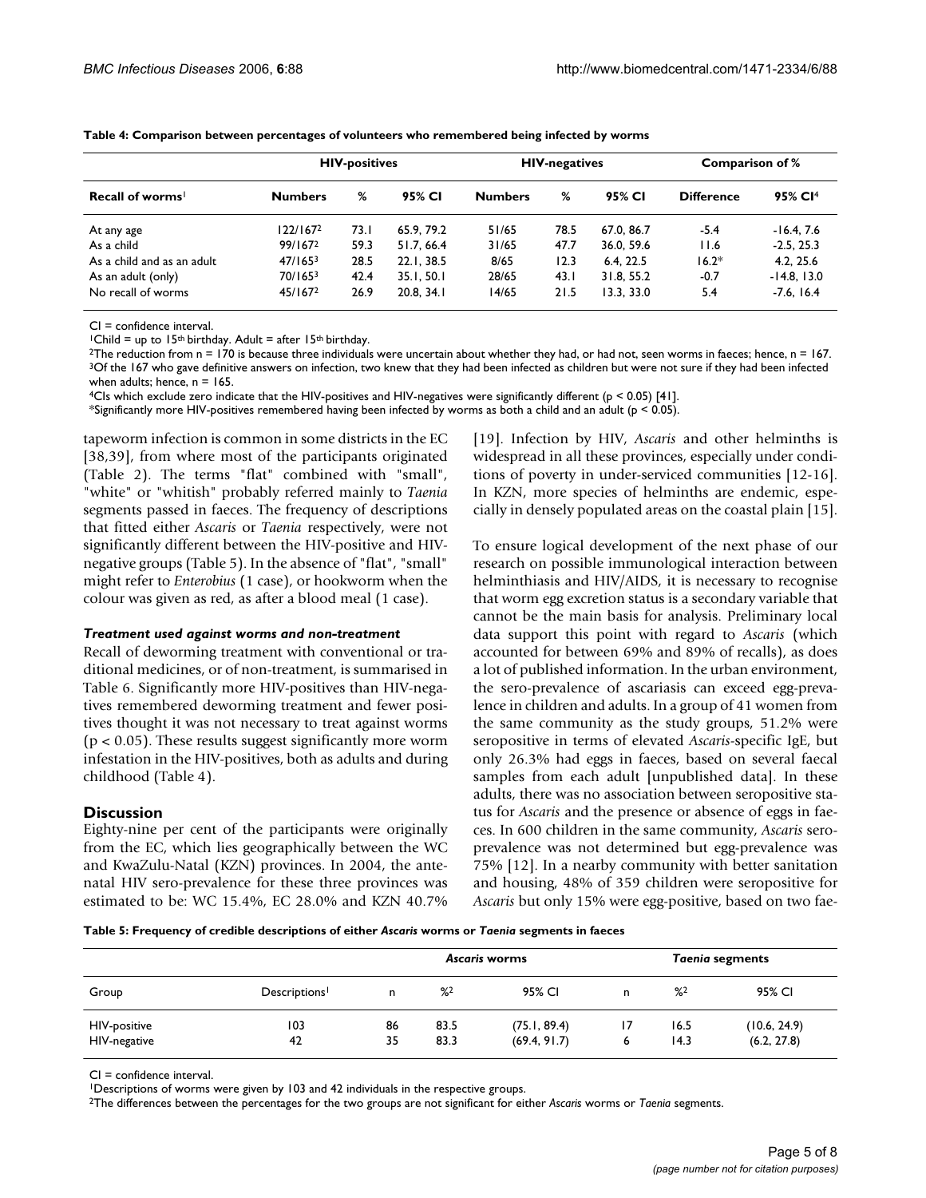**Table 4: Comparison between percentages of volunteers who remembered being infected by worms**

| | HIV-positives | | | HIV-negatives | | | Comparison of % | |
|---|---|---|---|---|---|---|---|---|
| Recall of worms[1] | Numbers | % | 95% CI | Numbers | % | 95% CI | Difference | 95% CI[4] |
| At any age | 122/167[2] | 73.1 | 65.9, 79.2 | 51/65 | 78.5 | 67.0, 86.7 | -5.4 | -16.4, 7.6 |
| As a child | 99/167[2] | 59.3 | 51.7, 66.4 | 31/65 | 47.7 | 36.0, 59.6 | 11.6 | -2.5, 25.3 |
| As a child and as an adult | 47/165[3] | 28.5 | 22.1, 38.5 | 8/65 | 12.3 | 6.4, 22.5 | 16.2* | 4.2, 25.6 |
| As an adult (only) | 70/165[3] | 42.4 | 35.1, 50.1 | 28/65 | 43.1 | 31.8, 55.2 | -0.7 | -14.8, 13.0 |
| No recall of worms | 45/167[2] | 26.9 | 20.8, 34.1 | 14/65 | 21.5 | 13.3, 33.0 | 5.4 | -7.6, 16.4 |

CI = confidence interval.

[1]Child = up to 15th birthday. Adult = after 15th birthday.

[2]The reduction from n = 170 is because three individuals were uncertain about whether they had, or had not, seen worms in faeces; hence, n = 167.

[3]Of the 167 who gave definitive answers on infection, two knew that they had been infected as children but were not sure if they had been infected when adults; hence, n = 165.

[4]CIs which exclude zero indicate that the HIV-positives and HIV-negatives were significantly different ($p < 0.05$) [41].

*Significantly more HIV-positives remembered having been infected by worms as both a child and an adult ($p < 0.05$).

tapeworm infection is common in some districts in the EC [38,39], from where most of the participants originated (Table 2). The terms "flat" combined with "small", "white" or "whitish" probably referred mainly to *Taenia* segments passed in faeces. The frequency of descriptions that fitted either *Ascaris* or *Taenia* respectively, were not significantly different between the HIV-positive and HIV-negative groups (Table 5). In the absence of "flat", "small" might refer to *Enterobius* (1 case), or hookworm when the colour was given as red, as after a blood meal (1 case).

### *Treatment used against worms and non-treatment*

Recall of deworming treatment with conventional or traditional medicines, or of non-treatment, is summarised in Table 6. Significantly more HIV-positives than HIV-negatives remembered deworming treatment and fewer positives thought it was not necessary to treat against worms ($p < 0.05$). These results suggest significantly more worm infestation in the HIV-positives, both as adults and during childhood (Table 4).

## Discussion

Eighty-nine per cent of the participants were originally from the EC, which lies geographically between the WC and KwaZulu-Natal (KZN) provinces. In 2004, the antenatal HIV sero-prevalence for these three provinces was estimated to be: WC 15.4%, EC 28.0% and KZN 40.7% [19]. Infection by HIV, *Ascaris* and other helminths is widespread in all these provinces, especially under conditions of poverty in under-serviced communities [12-16]. In KZN, more species of helminths are endemic, especially in densely populated areas on the coastal plain [15].

To ensure logical development of the next phase of our research on possible immunological interaction between helminthiasis and HIV/AIDS, it is necessary to recognise that worm egg excretion status is a secondary variable that cannot be the main basis for analysis. Preliminary local data support this point with regard to *Ascaris* (which accounted for between 69% and 89% of recalls), as does a lot of published information. In the urban environment, the sero-prevalence of ascariasis can exceed egg-prevalence in children and adults. In a group of 41 women from the same community as the study groups, 51.2% were seropositive in terms of elevated *Ascaris*-specific IgE, but only 26.3% had eggs in faeces, based on several faecal samples from each adult [unpublished data]. In these adults, there was no association between seropositive status for *Ascaris* and the presence or absence of eggs in faeces. In 600 children in the same community, *Ascaris* seroprevalence was not determined but egg-prevalence was 75% [12]. In a nearby community with better sanitation and housing, 48% of 359 children were seropositive for *Ascaris* but only 15% were egg-positive, based on two fae-

**Table 5: Frequency of credible descriptions of either *Ascaris* worms or *Taenia* segments in faeces**

| | | *Ascaris* worms | | | *Taenia* segments | | |
|---|---|---|---|---|---|---|---|
| Group | Descriptions[1] | n | %[2] | 95% CI | n | %[2] | 95% CI |
| HIV-positive | 103 | 86 | 83.5 | (75.1, 89.4) | 17 | 16.5 | (10.6, 24.9) |
| HIV-negative | 42 | 35 | 83.3 | (69.4, 91.7) | 6 | 14.3 | (6.2, 27.8) |

CI = confidence interval.

[1]Descriptions of worms were given by 103 and 42 individuals in the respective groups.

[2]The differences between the percentages for the two groups are not significant for either *Ascaris* worms or *Taenia* segments.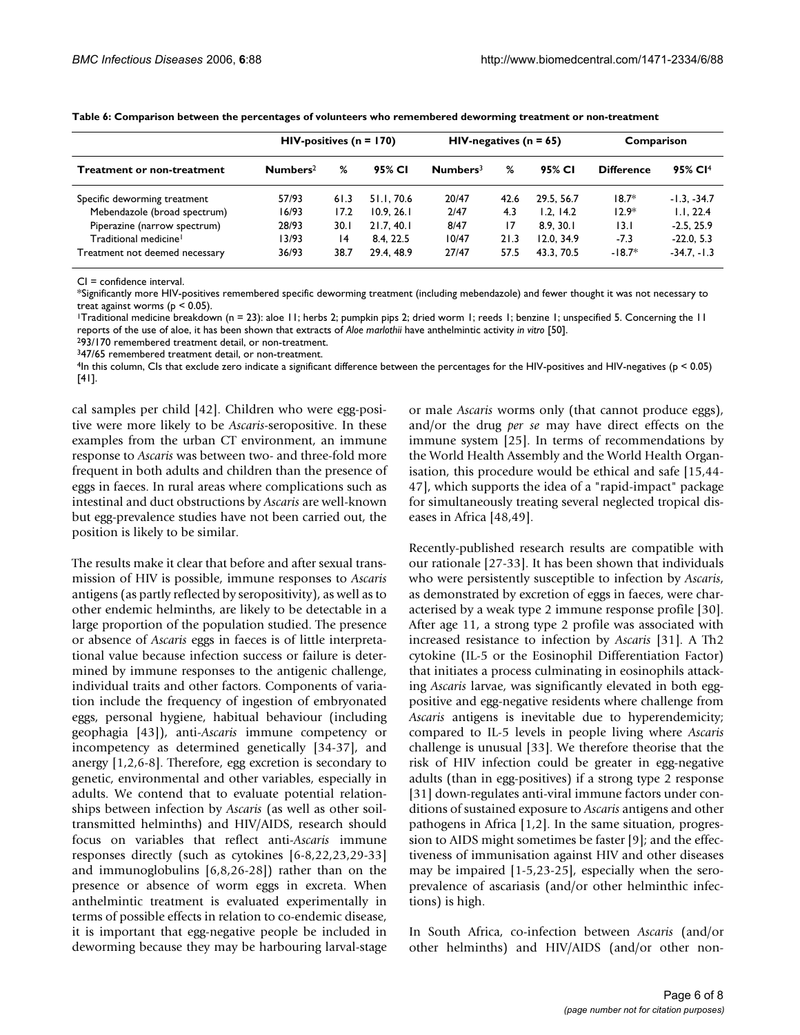**Table 6: Comparison between the percentages of volunteers who remembered deworming treatment or non-treatment**

| | HIV-positives (n = 170) | | | HIV-negatives (n = 65) | | | Comparison | |
|---|---|---|---|---|---|---|---|---|
| **Treatment or non-treatment** | **Numbers**[2] | **%** | **95% CI** | **Numbers**[3] | **%** | **95% CI** | **Difference** | **95% CI**[4] |
| Specific deworming treatment | 57/93 | 61.3 | 51.1, 70.6 | 20/47 | 42.6 | 29.5, 56.7 | 18.7* | -1.3, -34.7 |
| Mebendazole (broad spectrum) | 16/93 | 17.2 | 10.9, 26.1 | 2/47 | 4.3 | 1.2, 14.2 | 12.9* | 1.1, 22.4 |
| Piperazine (narrow spectrum) | 28/93 | 30.1 | 21.7, 40.1 | 8/47 | 17 | 8.9, 30.1 | 13.1 | -2.5, 25.9 |
| Traditional medicine[1] | 13/93 | 14 | 8.4, 22.5 | 10/47 | 21.3 | 12.0, 34.9 | -7.3 | -22.0, 5.3 |
| Treatment not deemed necessary | 36/93 | 38.7 | 29.4, 48.9 | 27/47 | 57.5 | 43.3, 70.5 | -18.7* | -34.7, -1.3 |

CI = confidence interval.

*Significantly more HIV-positives remembered specific deworming treatment (including mebendazole) and fewer thought it was not necessary to treat against worms ($p < 0.05$).

[1]Traditional medicine breakdown (n = 23): aloe 11; herbs 2; pumpkin pips 2; dried worm 1; reeds 1; benzine 1; unspecified 5. Concerning the 11 reports of the use of aloe, it has been shown that extracts of *Aloe marlothii* have anthelmintic activity *in vitro* [50].

[2]93/170 remembered treatment detail, or non-treatment.

[3]47/65 remembered treatment detail, or non-treatment.

[4]In this column, CIs that exclude zero indicate a significant difference between the percentages for the HIV-positives and HIV-negatives ($p < 0.05$) [41].

cal samples per child [42]. Children who were egg-positive were more likely to be *Ascaris*-seropositive. In these examples from the urban CT environment, an immune response to *Ascaris* was between two- and three-fold more frequent in both adults and children than the presence of eggs in faeces. In rural areas where complications such as intestinal and duct obstructions by *Ascaris* are well-known but egg-prevalence studies have not been carried out, the position is likely to be similar.

The results make it clear that before and after sexual transmission of HIV is possible, immune responses to *Ascaris* antigens (as partly reflected by seropositivity), as well as to other endemic helminths, are likely to be detectable in a large proportion of the population studied. The presence or absence of *Ascaris* eggs in faeces is of little interpretational value because infection success or failure is determined by immune responses to the antigenic challenge, individual traits and other factors. Components of variation include the frequency of ingestion of embryonated eggs, personal hygiene, habitual behaviour (including geophagia [43]), anti-*Ascaris* immune competency or incompetency as determined genetically [34-37], and anergy [1,2,6-8]. Therefore, egg excretion is secondary to genetic, environmental and other variables, especially in adults. We contend that to evaluate potential relationships between infection by *Ascaris* (as well as other soil-transmitted helminths) and HIV/AIDS, research should focus on variables that reflect anti-*Ascaris* immune responses directly (such as cytokines [6-8,22,23,29-33] and immunoglobulins [6,8,26-28]) rather than on the presence or absence of worm eggs in excreta. When anthelmintic treatment is evaluated experimentally in terms of possible effects in relation to co-endemic disease, it is important that egg-negative people be included in deworming because they may be harbouring larval-stage or male *Ascaris* worms only (that cannot produce eggs), and/or the drug *per se* may have direct effects on the immune system [25]. In terms of recommendations by the World Health Assembly and the World Health Organisation, this procedure would be ethical and safe [15,44-47], which supports the idea of a "rapid-impact" package for simultaneously treating several neglected tropical diseases in Africa [48,49].

Recently-published research results are compatible with our rationale [27-33]. It has been shown that individuals who were persistently susceptible to infection by *Ascaris*, as demonstrated by excretion of eggs in faeces, were characterised by a weak type 2 immune response profile [30]. After age 11, a strong type 2 profile was associated with increased resistance to infection by *Ascaris* [31]. A Th2 cytokine (IL-5 or the Eosinophil Differentiation Factor) that initiates a process culminating in eosinophils attacking *Ascaris* larvae, was significantly elevated in both egg-positive and egg-negative residents where challenge from *Ascaris* antigens is inevitable due to hyperendemicity; compared to IL-5 levels in people living where *Ascaris* challenge is unusual [33]. We therefore theorise that the risk of HIV infection could be greater in egg-negative adults (than in egg-positives) if a strong type 2 response [31] down-regulates anti-viral immune factors under conditions of sustained exposure to *Ascaris* antigens and other pathogens in Africa [1,2]. In the same situation, progression to AIDS might sometimes be faster [9]; and the effectiveness of immunisation against HIV and other diseases may be impaired [1-5,23-25], especially when the seroprevalence of ascariasis (and/or other helminthic infections) is high.

In South Africa, co-infection between *Ascaris* (and/or other helminths) and HIV/AIDS (and/or other non-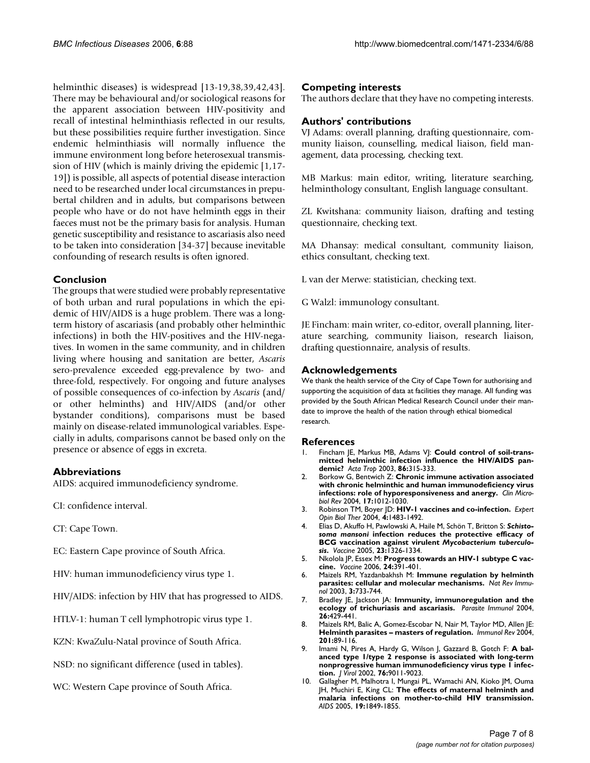helminthic diseases) is widespread [13-19,38,39,42,43]. There may be behavioural and/or sociological reasons for the apparent association between HIV-positivity and recall of intestinal helminthiasis reflected in our results, but these possibilities require further investigation. Since endemic helminthiasis will normally influence the immune environment long before heterosexual transmission of HIV (which is mainly driving the epidemic [1,17-19]) is possible, all aspects of potential disease interaction need to be researched under local circumstances in prepubertal children and in adults, but comparisons between people who have or do not have helminth eggs in their faeces must not be the primary basis for analysis. Human genetic susceptibility and resistance to ascariasis also need to be taken into consideration [34-37] because inevitable confounding of research results is often ignored.

## Conclusion

The groups that were studied were probably representative of both urban and rural populations in which the epidemic of HIV/AIDS is a huge problem. There was a long-term history of ascariasis (and probably other helminthic infections) in both the HIV-positives and the HIV-negatives. In women in the same community, and in children living where housing and sanitation are better, *Ascaris* sero-prevalence exceeded egg-prevalence by two- and three-fold, respectively. For ongoing and future analyses of possible consequences of co-infection by *Ascaris* (and/or other helminths) and HIV/AIDS (and/or other bystander conditions), comparisons must be based mainly on disease-related immunological variables. Especially in adults, comparisons cannot be based only on the presence or absence of eggs in excreta.

## Abbreviations

AIDS: acquired immunodeficiency syndrome.

CI: confidence interval.

CT: Cape Town.

EC: Eastern Cape province of South Africa.

HIV: human immunodeficiency virus type 1.

HIV/AIDS: infection by HIV that has progressed to AIDS.

HTLV-1: human T cell lymphotropic virus type 1.

KZN: KwaZulu-Natal province of South Africa.

NSD: no significant difference (used in tables).

WC: Western Cape province of South Africa.

## Competing interests

The authors declare that they have no competing interests.

## Authors' contributions

VJ Adams: overall planning, drafting questionnaire, community liaison, counselling, medical liaison, field management, data processing, checking text.

MB Markus: main editor, writing, literature searching, helminthology consultant, English language consultant.

ZL Kwitshana: community liaison, drafting and testing questionnaire, checking text.

MA Dhansay: medical consultant, community liaison, ethics consultant, checking text.

L van der Merwe: statistician, checking text.

G Walzl: immunology consultant.

JE Fincham: main writer, co-editor, overall planning, literature searching, community liaison, research liaison, drafting questionnaire, analysis of results.

## Acknowledgements

We thank the health service of the City of Cape Town for authorising and supporting the acquisition of data at facilities they manage. All funding was provided by the South African Medical Research Council under their mandate to improve the health of the nation through ethical biomedical research.

## References

1. Fincham JE, Markus MB, Adams VJ: **Could control of soil-transmitted helminthic infection influence the HIV/AIDS pandemic?** *Acta Trop* 2003, **86:**315-333.
2. Borkow G, Bentwich Z: **Chronic immune activation associated with chronic helminthic and human immunodeficiency virus infections: role of hyporesponsiveness and anergy.** *Clin Microbiol Rev* 2004, **17:**1012-1030.
3. Robinson TM, Boyer JD: **HIV-1 vaccines and co-infection.** *Expert Opin Biol Ther* 2004, **4:**1483-1492.
4. Elias D, Akuffo H, Pawlowski A, Haile M, Schön T, Britton S: ***Schistosoma mansoni* infection reduces the protective efficacy of BCG vaccination against virulent *Mycobacterium tuberculosis*.** *Vaccine* 2005, **23:**1326-1334.
5. Nkolola JP, Essex M: **Progress towards an HIV-1 subtype C vaccine.** *Vaccine* 2006, **24:**391-401.
6. Maizels RM, Yazdanbakhsh M: **Immune regulation by helminth parasites: cellular and molecular mechanisms.** *Nat Rev Immunol* 2003, **3:**733-744.
7. Bradley JE, Jackson JA: **Immunity, immunoregulation and the ecology of trichuriasis and ascariasis.** *Parasite Immunol* 2004, **26:**429-441.
8. Maizels RM, Balic A, Gomez-Escobar N, Nair M, Taylor MD, Allen JE: **Helminth parasites – masters of regulation.** *Immunol Rev* 2004, **201:**89-116.
9. Imami N, Pires A, Hardy G, Wilson J, Gazzard B, Gotch F: **A balanced type 1/type 2 response is associated with long-term nonprogressive human immunodeficiency virus type 1 infection.** *J Virol* 2002, **76:**9011-9023.
10. Gallagher M, Malhotra I, Mungai PL, Wamachi AN, Kioko JM, Ouma JH, Muchiri E, King CL: **The effects of maternal helminth and malaria infections on mother-to-child HIV transmission.** *AIDS* 2005, **19:**1849-1855.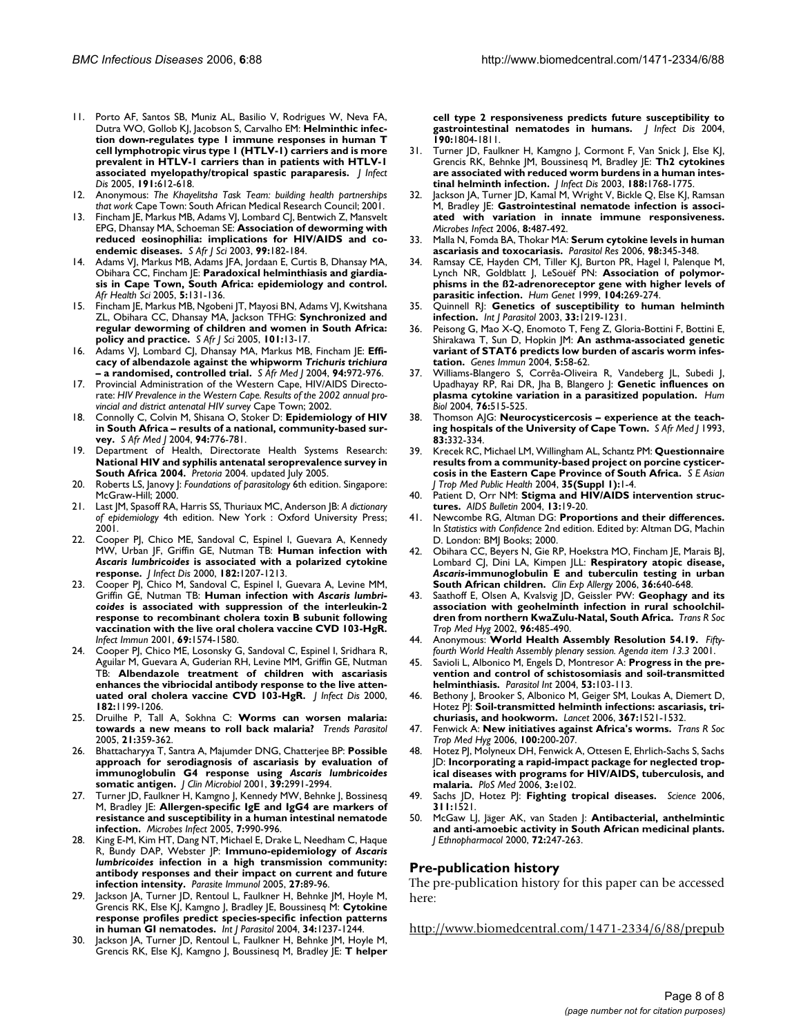11. Porto AF, Santos SB, Muniz AL, Basilio V, Rodrigues W, Neva FA, Dutra WO, Gollob KJ, Jacobson S, Carvalho EM: **Helminthic infection down-regulates type 1 immune responses in human T cell lymphotropic virus type 1 (HTLV-1) carriers and is more prevalent in HTLV-1 carriers than in patients with HTLV-1 associated myelopathy/tropical spastic paraparesis.** *J Infect Dis* 2005, **191:**612-618.
12. Anonymous: *The Khayelitsha Task Team: building health partnerships that work* Cape Town: South African Medical Research Council; 2001.
13. Fincham JE, Markus MB, Adams VJ, Lombard CJ, Bentwich Z, Mansvelt EPG, Dhansay MA, Schoeman SE: **Association of deworming with reduced eosinophilia: implications for HIV/AIDS and coendemic diseases.** *S Afr J Sci* 2003, **99:**182-184.
14. Adams VJ, Markus MB, Adams JFA, Jordaan E, Curtis B, Dhansay MA, Obihara CC, Fincham JE: **Paradoxical helminthiasis and giardiasis in Cape Town, South Africa: epidemiology and control.** *Afr Health Sci* 2005, **5:**131-136.
15. Fincham JE, Markus MB, Ngobeni JT, Mayosi BN, Adams VJ, Kwitshana ZL, Obihara CC, Dhansay MA, Jackson TFHG: **Synchronized and regular deworming of children and women in South Africa: policy and practice.** *S Afr J Sci* 2005, **101:**13-17.
16. Adams VJ, Lombard CJ, Dhansay MA, Markus MB, Fincham JE: **Efficacy of albendazole against the whipworm *Trichuris trichiura* – a randomised, controlled trial.** *S Afr Med J* 2004, **94:**972-976.
17. Provincial Administration of the Western Cape, HIV/AIDS Directorate: *HIV Prevalence in the Western Cape. Results of the 2002 annual provincial and district antenatal HIV survey* Cape Town; 2002.
18. Connolly C, Colvin M, Shisana O, Stoker D: **Epidemiology of HIV in South Africa – results of a national, community-based survey.** *S Afr Med J* 2004, **94:**776-781.
19. Department of Health, Directorate Health Systems Research: **National HIV and syphilis antenatal seroprevalence survey in South Africa 2004.** *Pretoria* 2004. updated July 2005.
20. Roberts LS, Janovy J: *Foundations of parasitology* 6th edition. Singapore: McGraw-Hill; 2000.
21. Last JM, Spasoff RA, Harris SS, Thuriaux MC, Anderson JB: *A dictionary of epidemiology* 4th edition. New York : Oxford University Press; 2001.
22. Cooper PJ, Chico ME, Sandoval C, Espinel I, Guevara A, Kennedy MW, Urban JF, Griffin GE, Nutman TB: **Human infection with *Ascaris lumbricoides* is associated with a polarized cytokine response.** *J Infect Dis* 2000, **182:**1207-1213.
23. Cooper PJ, Chico M, Sandoval C, Espinel I, Guevara A, Levine MM, Griffin GE, Nutman TB: **Human infection with *Ascaris lumbricoides* is associated with suppression of the interleukin-2 response to recombinant cholera toxin B subunit following vaccination with the live oral cholera vaccine CVD 103-HgR.** *Infect Immun* 2001, **69:**1574-1580.
24. Cooper PJ, Chico ME, Losonsky G, Sandoval C, Espinel I, Sridhara R, Aguilar M, Guevara A, Guderian RH, Levine MM, Griffin GE, Nutman TB: **Albendazole treatment of children with ascariasis enhances the vibriocidal antibody response to the live attenuated oral cholera vaccine CVD 103-HgR.** *J Infect Dis* 2000, **182:**1199-1206.
25. Druilhe P, Tall A, Sokhna C: **Worms can worsen malaria: towards a new means to roll back malaria?** *Trends Parasitol* 2005, **21:**359-362.
26. Bhattacharyya T, Santra A, Majumder DNG, Chatterjee BP: **Possible approach for serodiagnosis of ascariasis by evaluation of immunoglobulin G4 response using *Ascaris lumbricoides* somatic antigen.** *J Clin Microbiol* 2001, **39:**2991-2994.
27. Turner JD, Faulkner H, Kamgno J, Kennedy MW, Behnke J, Boussinesq M, Bradley JE: **Allergen-specific IgE and IgG4 are markers of resistance and susceptibility in a human intestinal nematode infection.** *Microbes Infect* 2005, **7:**990-996.
28. King E-M, Kim HT, Dang NT, Michael E, Drake L, Needham C, Haque R, Bundy DAP, Webster JP: **Immuno-epidemiology of *Ascaris lumbricoides* infection in a high transmission community: antibody responses and their impact on current and future infection intensity.** *Parasite Immunol* 2005, **27:**89-96.
29. Jackson JA, Turner JD, Rentoul L, Faulkner H, Behnke JM, Hoyle M, Grencis RK, Else KJ, Kamgno J, Bradley JE, Boussinesq M: **Cytokine response profiles predict species-specific infection patterns in human GI nematodes.** *Int J Parasitol* 2004, **34:**1237-1244.
30. Jackson JA, Turner JD, Rentoul L, Faulkner H, Behnke JM, Hoyle M, Grencis RK, Else KJ, Kamgno J, Boussinesq M, Bradley JE: **T helper cell type 2 responsiveness predicts future susceptibility to gastrointestinal nematodes in humans.** *J Infect Dis* 2004, **190:**1804-1811.
31. Turner JD, Faulkner H, Kamgno J, Cormont F, Van Snick J, Else KJ, Grencis RK, Behnke JM, Boussinesq M, Bradley JE: **Th2 cytokines are associated with reduced worm burdens in a human intestinal helminth infection.** *J Infect Dis* 2003, **188:**1768-1775.
32. Jackson JA, Turner JD, Kamal M, Wright V, Bickle Q, Else KJ, Ramsan M, Bradley JE: **Gastrointestinal nematode infection is associated with variation in innate immune responsiveness.** *Microbes Infect* 2006, **8:**487-492.
33. Malla N, Fomda BA, Thokar MA: **Serum cytokine levels in human ascariasis and toxocariasis.** *Parasitol Res* 2006, **98:**345-348.
34. Ramsay CE, Hayden CM, Tiller KJ, Burton PR, Hagel I, Palenque M, Lynch NR, Goldblatt J, LeSouëf PN: **Association of polymorphisms in the ß2-adrenoreceptor gene with higher levels of parasitic infection.** *Hum Genet* 1999, **104:**269-274.
35. Quinnell RJ: **Genetics of susceptibility to human helminth infection.** *Int J Parasitol* 2003, **33:**1219-1231.
36. Peisong G, Mao X-Q, Enomoto T, Feng Z, Gloria-Bottini F, Bottini E, Shirakawa T, Sun D, Hopkin JM: **An asthma-associated genetic variant of STAT6 predicts low burden of ascaris worm infestation.** *Genes Immun* 2004, **5:**58-62.
37. Williams-Blangero S, Corrêa-Oliveira R, Vandeberg JL, Subedi J, Upadhayay RP, Rai DR, Jha B, Blangero J: **Genetic influences on plasma cytokine variation in a parasitized population.** *Hum Biol* 2004, **76:**515-525.
38. Thomson AJG: **Neurocysticercosis – experience at the teaching hospitals of the University of Cape Town.** *S Afr Med J* 1993, **83:**332-334.
39. Krecek RC, Michael LM, Willingham AL, Schantz PM: **Questionnaire results from a community-based project on porcine cysticercosis in the Eastern Cape Province of South Africa.** *S E Asian J Trop Med Public Health* 2004, **35(Suppl 1):**1-4.
40. Patient D, Orr NM: **Stigma and HIV/AIDS intervention structures.** *AIDS Bulletin* 2004, **13:**19-20.
41. Newcombe RG, Altman DG: **Proportions and their differences.** In *Statistics with Confidence* 2nd edition. Edited by: Altman DG, Machin D. London: BMJ Books; 2000.
42. Obihara CC, Beyers N, Gie RP, Hoekstra MO, Fincham JE, Marais BJ, Lombard CJ, Dini LA, Kimpen JLL: **Respiratory atopic disease, *Ascaris*-immunoglobulin E and tuberculin testing in urban South African children.** *Clin Exp Allergy* 2006, **36:**640-648.
43. Saathoff E, Olsen A, Kvalsvig JD, Geissler PW: **Geophagy and its association with geohelminth infection in rural schoolchildren from northern KwaZulu-Natal, South Africa.** *Trans R Soc Trop Med Hyg* 2002, **96:**485-490.
44. Anonymous: **World Health Assembly Resolution 54.19.** *Fifty-fourth World Health Assembly plenary session. Agenda item 13.3* 2001.
45. Savioli L, Albonico M, Engels D, Montresor A: **Progress in the prevention and control of schistosomiasis and soil-transmitted helminthiasis.** *Parasitol Int* 2004, **53:**103-113.
46. Bethony J, Brooker S, Albonico M, Geiger SM, Loukas A, Diemert D, Hotez PJ: **Soil-transmitted helminth infections: ascariasis, trichuriasis, and hookworm.** *Lancet* 2006, **367:**1521-1532.
47. Fenwick A: **New initiatives against Africa's worms.** *Trans R Soc Trop Med Hyg* 2006, **100:**200-207.
48. Hotez PJ, Molyneux DH, Fenwick A, Ottesen E, Ehrlich-Sachs S, Sachs JD: **Incorporating a rapid-impact package for neglected tropical diseases with programs for HIV/AIDS, tuberculosis, and malaria.** *PloS Med* 2006, **3:**e102.
49. Sachs JD, Hotez PJ: **Fighting tropical diseases.** *Science* 2006, **311:**1521.
50. McGaw LJ, Jäger AK, van Staden J: **Antibacterial, anthelmintic and anti-amoebic activity in South African medicinal plants.** *J Ethnopharmacol* 2000, **72:**247-263.

## Pre-publication history

The pre-publication history for this paper can be accessed here:

http://www.biomedcentral.com/1471-2334/6/88/prepub